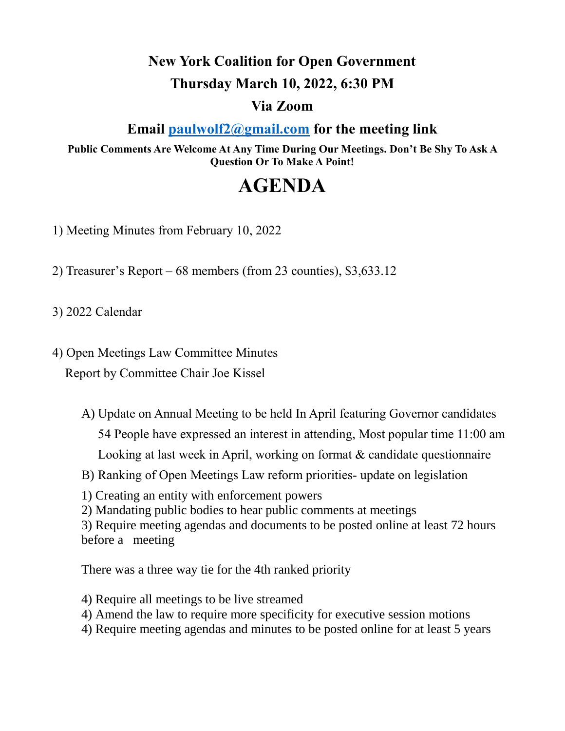# New York Coalition for Open Government

## Thursday March 10, 2022, 6:30 PM

## Via Zoom

## Email [paulwolf2@gmail.com](mailto:paulwolf2@gmail.com) for the meeting link

**Public Comments Are Welcome At Any Time During Our Meetings. Don't Be Shy To Ask A Question Or To Make A Point!**

# AGENDA

1) Meeting Minutes from February 10, 2022

2) Treasurer's Report – 68 members (from 23 counties), $3,633.12

3) 2022 Calendar

4) Open Meetings Law Committee Minutes
   Report by Committee Chair Joe Kissel

   A) Update on Annual Meeting to be held In April featuring Governor candidates
      54 People have expressed an interest in attending, Most popular time 11:00 am
      Looking at last week in April, working on format & candidate questionnaire

   B) Ranking of Open Meetings Law reform priorities- update on legislation

   1) Creating an entity with enforcement powers
   2) Mandating public bodies to hear public comments at meetings
   3) Require meeting agendas and documents to be posted online at least 72 hours before a meeting

   There was a three way tie for the 4th ranked priority

   4) Require all meetings to be live streamed
   4) Amend the law to require more specificity for executive session motions
   4) Require meeting agendas and minutes to be posted online for at least 5 years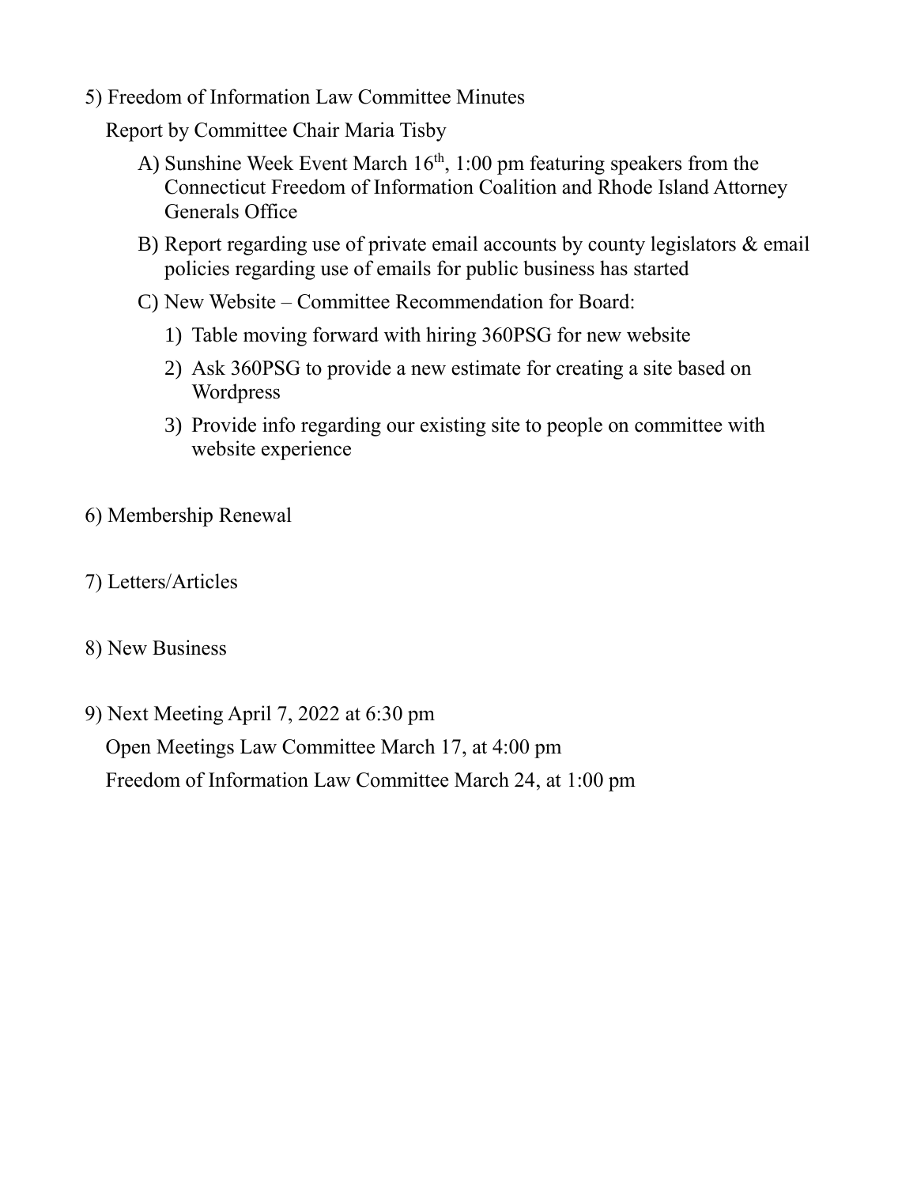5) Freedom of Information Law Committee Minutes

Report by Committee Chair Maria Tisby

A) Sunshine Week Event March 16th, 1:00 pm featuring speakers from the Connecticut Freedom of Information Coalition and Rhode Island Attorney Generals Office

B) Report regarding use of private email accounts by county legislators & email policies regarding use of emails for public business has started

C) New Website – Committee Recommendation for Board:

1) Table moving forward with hiring 360PSG for new website
2) Ask 360PSG to provide a new estimate for creating a site based on Wordpress
3) Provide info regarding our existing site to people on committee with website experience

6) Membership Renewal

7) Letters/Articles

8) New Business

9) Next Meeting April 7, 2022 at 6:30 pm

Open Meetings Law Committee March 17, at 4:00 pm

Freedom of Information Law Committee March 24, at 1:00 pm